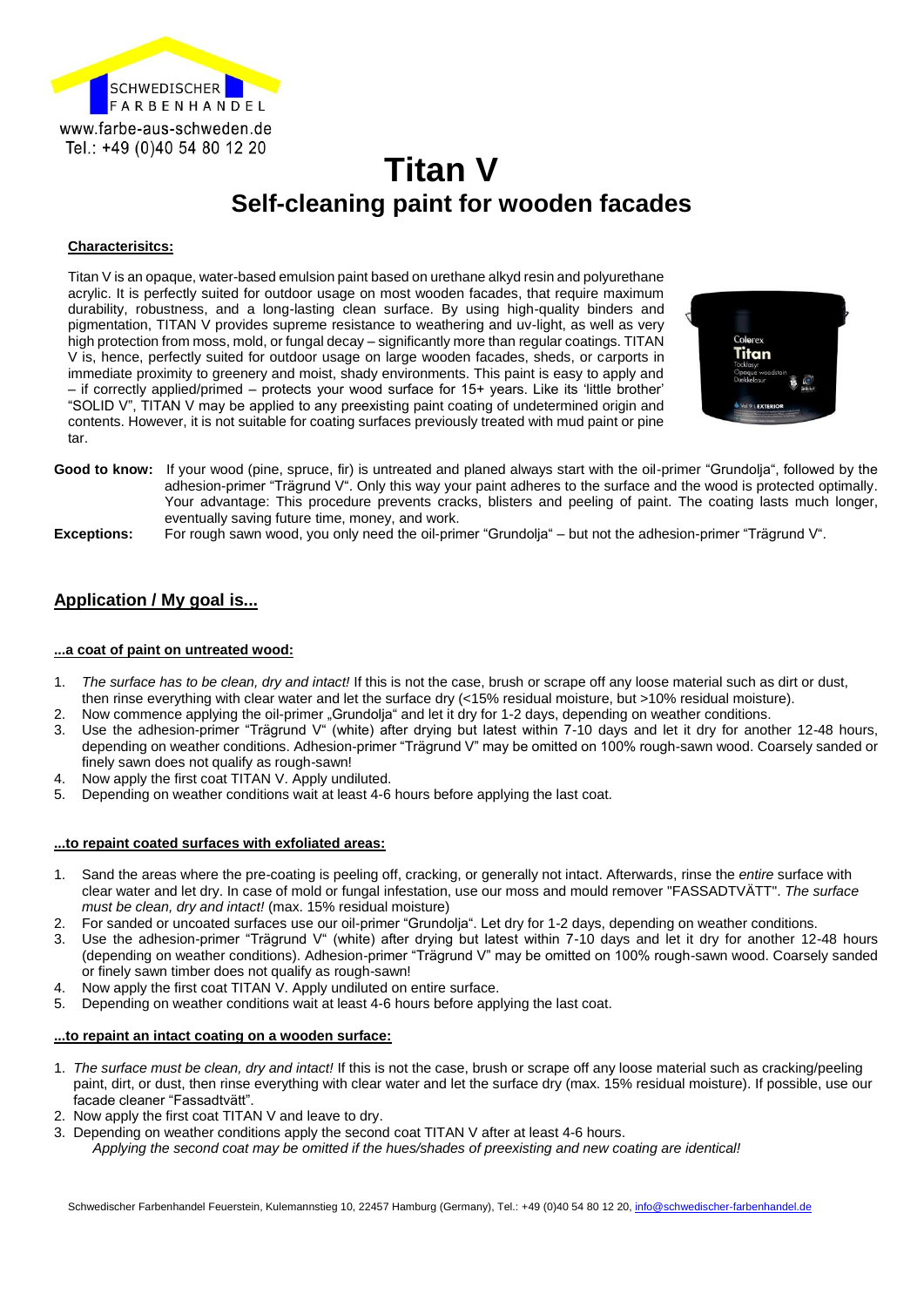SCHWEDISCHER FARBENHANDEL
www.farbe-aus-schweden.de
Tel.: +49 (0)40 54 80 12 20

# Titan V

## Self-cleaning paint for wooden facades

**Characterisitcs:**

Titan V is an opaque, water-based emulsion paint based on urethane alkyd resin and polyurethane acrylic. It is perfectly suited for outdoor usage on most wooden facades, that require maximum durability, robustness, and a long-lasting clean surface. By using high-quality binders and pigmentation, TITAN V provides supreme resistance to weathering and uv-light, as well as very high protection from moss, mold, or fungal decay – significantly more than regular coatings. TITAN V is, hence, perfectly suited for outdoor usage on large wooden facades, sheds, or carports in immediate proximity to greenery and moist, shady environments. This paint is easy to apply and – if correctly applied/primed – protects your wood surface for 15+ years. Like its 'little brother' "SOLID V", TITAN V may be applied to any preexisting paint coating of undetermined origin and contents. However, it is not suitable for coating surfaces previously treated with mud paint or pine tar.

**Good to know:** If your wood (pine, spruce, fir) is untreated and planed always start with the oil-primer "Grundolja", followed by the adhesion-primer "Trägrund V". Only this way your paint adheres to the surface and the wood is protected optimally. Your advantage: This procedure prevents cracks, blisters and peeling of paint. The coating lasts much longer, eventually saving future time, money, and work.

**Exceptions:** For rough sawn wood, you only need the oil-primer "Grundolja" – but not the adhesion-primer "Trägrund V".

## Application / My goal is...

**...a coat of paint on untreated wood:**

1. *The surface has to be clean, dry and intact!* If this is not the case, brush or scrape off any loose material such as dirt or dust, then rinse everything with clear water and let the surface dry (<15% residual moisture, but >10% residual moisture).
2. Now commence applying the oil-primer „Grundolja" and let it dry for 1-2 days, depending on weather conditions.
3. Use the adhesion-primer "Trägrund V" (white) after drying but latest within 7-10 days and let it dry for another 12-48 hours, depending on weather conditions. Adhesion-primer "Trägrund V" may be omitted on 100% rough-sawn wood. Coarsely sanded or finely sawn does not qualify as rough-sawn!
4. Now apply the first coat TITAN V. Apply undiluted.
5. Depending on weather conditions wait at least 4-6 hours before applying the last coat.

**...to repaint coated surfaces with exfoliated areas:**

1. Sand the areas where the pre-coating is peeling off, cracking, or generally not intact. Afterwards, rinse the *entire* surface with clear water and let dry. In case of mold or fungal infestation, use our moss and mould remover "FASSADTVÄTT". *The surface must be clean, dry and intact!* (max. 15% residual moisture)
2. For sanded or uncoated surfaces use our oil-primer "Grundolja". Let dry for 1-2 days, depending on weather conditions.
3. Use the adhesion-primer "Trägrund V" (white) after drying but latest within 7-10 days and let it dry for another 12-48 hours (depending on weather conditions). Adhesion-primer "Trägrund V" may be omitted on 100% rough-sawn wood. Coarsely sanded or finely sawn timber does not qualify as rough-sawn!
4. Now apply the first coat TITAN V. Apply undiluted on entire surface.
5. Depending on weather conditions wait at least 4-6 hours before applying the last coat.

**...to repaint an intact coating on a wooden surface:**

1. *The surface must be clean, dry and intact!* If this is not the case, brush or scrape off any loose material such as cracking/peeling paint, dirt, or dust, then rinse everything with clear water and let the surface dry (max. 15% residual moisture). If possible, use our facade cleaner "Fassadtvätt".
2. Now apply the first coat TITAN V and leave to dry.
3. Depending on weather conditions apply the second coat TITAN V after at least 4-6 hours.
   *Applying the second coat may be omitted if the hues/shades of preexisting and new coating are identical!*

Schwedischer Farbenhandel Feuerstein, Kulemannstieg 10, 22457 Hamburg (Germany), Tel.: +49 (0)40 54 80 12 20, info@schwedischer-farbenhandel.de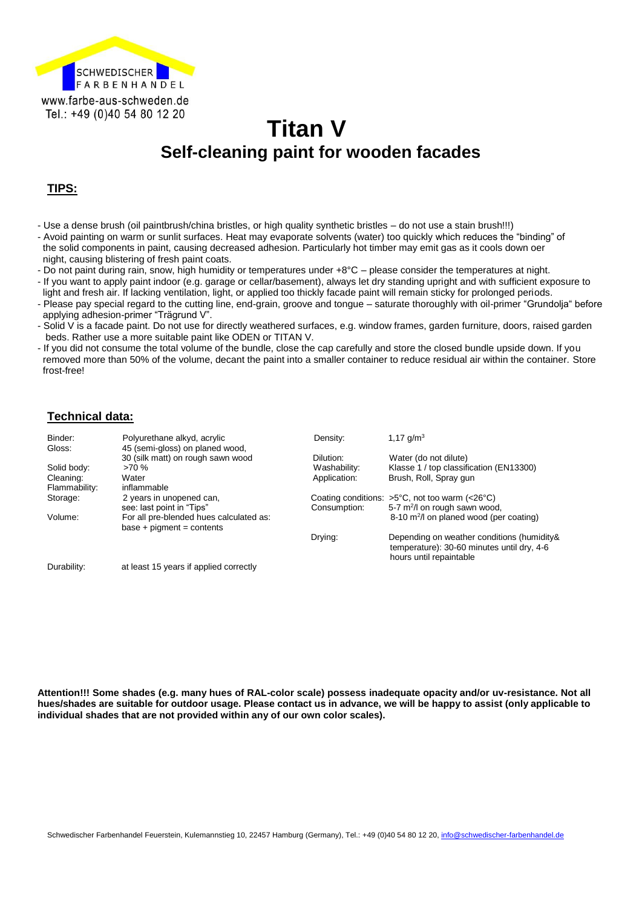SCHWEDISCHER FARBENHANDEL
www.farbe-aus-schweden.de
Tel.: +49 (0)40 54 80 12 20

# Titan V

## Self-cleaning paint for wooden facades

### TIPS:

- Use a dense brush (oil paintbrush/china bristles, or high quality synthetic bristles – do not use a stain brush!!!)
- Avoid painting on warm or sunlit surfaces. Heat may evaporate solvents (water) too quickly which reduces the "binding" of the solid components in paint, causing decreased adhesion. Particularly hot timber may emit gas as it cools down oer night, causing blistering of fresh paint coats.
- Do not paint during rain, snow, high humidity or temperatures under +8°C – please consider the temperatures at night.
- If you want to apply paint indoor (e.g. garage or cellar/basement), always let dry standing upright and with sufficient exposure to light and fresh air. If lacking ventilation, light, or applied too thickly facade paint will remain sticky for prolonged periods.
- Please pay special regard to the cutting line, end-grain, groove and tongue – saturate thoroughly with oil-primer "Grundolja" before applying adhesion-primer "Trägrund V".
- Solid V is a facade paint. Do not use for directly weathered surfaces, e.g. window frames, garden furniture, doors, raised garden beds. Rather use a more suitable paint like ODEN or TITAN V.
- If you did not consume the total volume of the bundle, close the cap carefully and store the closed bundle upside down. If you removed more than 50% of the volume, decant the paint into a smaller container to reduce residual air within the container. Store frost-free!

### Technical data:

| | | | |
|---|---|---|---|
| Binder: | Polyurethane alkyd, acrylic | Density: | 1,17 g/m³ |
| Gloss: | 45 (semi-gloss) on planed wood, 30 (silk matt) on rough sawn wood | Dilution: | Water (do not dilute) |
| Solid body: | >70 % | Washability: | Klasse 1 / top classification (EN13300) |
| Cleaning: | Water | Application: | Brush, Roll, Spray gun |
| Flammability: | inflammable | | |
| Storage: | 2 years in unopened can, see: last point in "Tips" | Coating conditions: | >5°C, not too warm (<26°C) |
| Volume: | For all pre-blended hues calculated as: base + pigment = contents | Consumption: | 5-7 m²/l on rough sawn wood, 8-10 m²/l on planed wood (per coating) |
| | | Drying: | Depending on weather conditions (humidity& temperature): 30-60 minutes until dry, 4-6 hours until repaintable |
| Durability: | at least 15 years if applied correctly | | |

**Attention!!! Some shades (e.g. many hues of RAL-color scale) possess inadequate opacity and/or uv-resistance. Not all hues/shades are suitable for outdoor usage. Please contact us in advance, we will be happy to assist (only applicable to individual shades that are not provided within any of our own color scales).**

Schwedischer Farbenhandel Feuerstein, Kulemannstieg 10, 22457 Hamburg (Germany), Tel.: +49 (0)40 54 80 12 20, info@schwedischer-farbenhandel.de